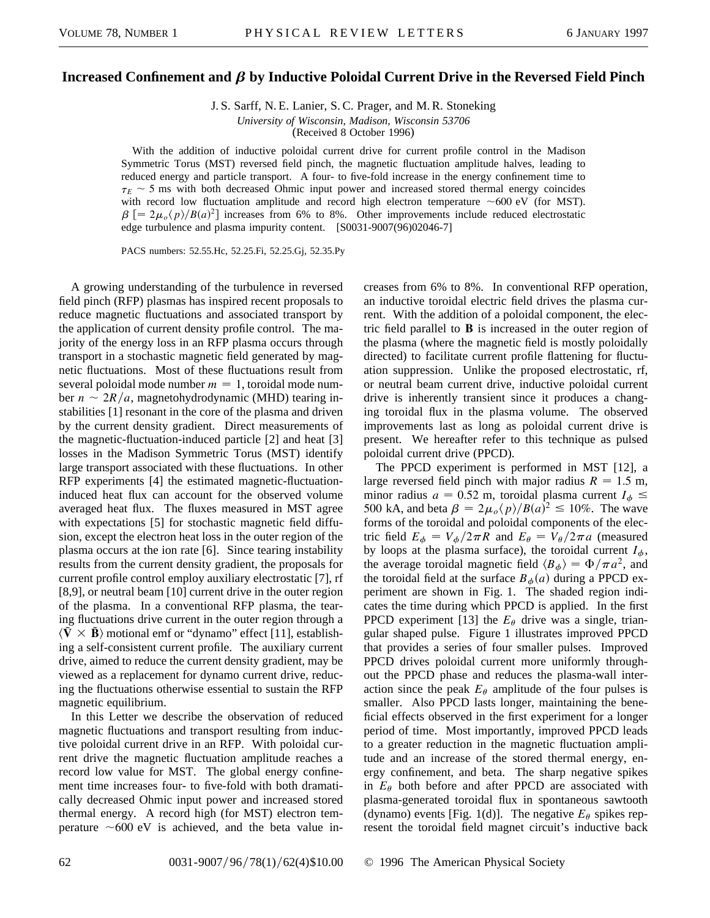# Increased Confinement and $\beta$ by Inductive Poloidal Current Drive in the Reversed Field Pinch

J. S. Sarff, N. E. Lanier, S. C. Prager, and M. R. Stoneking

*University of Wisconsin, Madison, Wisconsin 53706*

(Received 8 October 1996)

With the addition of inductive poloidal current drive for current profile control in the Madison Symmetric Torus (MST) reversed field pinch, the magnetic fluctuation amplitude halves, leading to reduced energy and particle transport. A four- to five-fold increase in the energy confinement time to $\tau_E \sim 5$ ms with both decreased Ohmic input power and increased stored thermal energy coincides with record low fluctuation amplitude and record high electron temperature ~600 eV (for MST). $\beta$ [$= 2\mu_o \langle p \rangle / B(a)^2$] increases from 6% to 8%. Other improvements include reduced electrostatic edge turbulence and plasma impurity content. [S0031-9007(96)02046-7]

PACS numbers: 52.55.Hc, 52.25.Fi, 52.25.Gj, 52.35.Py

A growing understanding of the turbulence in reversed field pinch (RFP) plasmas has inspired recent proposals to reduce magnetic fluctuations and associated transport by the application of current density profile control. The majority of the energy loss in an RFP plasma occurs through transport in a stochastic magnetic field generated by magnetic fluctuations. Most of these fluctuations result from several poloidal mode number $m = 1$, toroidal mode number $n \sim 2R/a$, magnetohydrodynamic (MHD) tearing instabilities [1] resonant in the core of the plasma and driven by the current density gradient. Direct measurements of the magnetic-fluctuation-induced particle [2] and heat [3] losses in the Madison Symmetric Torus (MST) identify large transport associated with these fluctuations. In other RFP experiments [4] the estimated magnetic-fluctuation-induced heat flux can account for the observed volume averaged heat flux. The fluxes measured in MST agree with expectations [5] for stochastic magnetic field diffusion, except the electron heat loss in the outer region of the plasma occurs at the ion rate [6]. Since tearing instability results from the current density gradient, the proposals for current profile control employ auxiliary electrostatic [7], rf [8,9], or neutral beam [10] current drive in the outer region of the plasma. In a conventional RFP plasma, the tearing fluctuations drive current in the outer region through a $\langle \tilde{\mathbf{V}} \times \tilde{\mathbf{B}} \rangle$ motional emf or "dynamo" effect [11], establishing a self-consistent current profile. The auxiliary current drive, aimed to reduce the current density gradient, may be viewed as a replacement for dynamo current drive, reducing the fluctuations otherwise essential to sustain the RFP magnetic equilibrium.

In this Letter we describe the observation of reduced magnetic fluctuations and transport resulting from inductive poloidal current drive in an RFP. With poloidal current drive the magnetic fluctuation amplitude reaches a record low value for MST. The global energy confinement time increases four- to five-fold with both dramatically decreased Ohmic input power and increased stored thermal energy. A record high (for MST) electron temperature ~600 eV is achieved, and the beta value increases from 6% to 8%. In conventional RFP operation, an inductive toroidal electric field drives the plasma current. With the addition of a poloidal component, the electric field parallel to $\mathbf{B}$ is increased in the outer region of the plasma (where the magnetic field is mostly poloidally directed) to facilitate current profile flattening for fluctuation suppression. Unlike the proposed electrostatic, rf, or neutral beam current drive, inductive poloidal current drive is inherently transient since it produces a changing toroidal flux in the plasma volume. The observed improvements last as long as poloidal current drive is present. We hereafter refer to this technique as pulsed poloidal current drive (PPCD).

The PPCD experiment is performed in MST [12], a large reversed field pinch with major radius $R = 1.5$ m, minor radius $a = 0.52$ m, toroidal plasma current $I_\phi \leq$ 500 kA, and beta $\beta = 2\mu_o \langle p \rangle / B(a)^2 \leq 10\%$. The wave forms of the toroidal and poloidal components of the electric field $E_\phi = V_\phi / 2\pi R$ and $E_\theta = V_\theta / 2\pi a$ (measured by loops at the plasma surface), the toroidal current $I_\phi$, the average toroidal magnetic field $\langle B_\phi \rangle = \Phi / \pi a^2$, and the toroidal field at the surface $B_\phi(a)$ during a PPCD experiment are shown in Fig. 1. The shaded region indicates the time during which PPCD is applied. In the first PPCD experiment [13] the $E_\theta$ drive was a single, triangular shaped pulse. Figure 1 illustrates improved PPCD that provides a series of four smaller pulses. Improved PPCD drives poloidal current more uniformly throughout the PPCD phase and reduces the plasma-wall interaction since the peak $E_\theta$ amplitude of the four pulses is smaller. Also PPCD lasts longer, maintaining the beneficial effects observed in the first experiment for a longer period of time. Most importantly, improved PPCD leads to a greater reduction in the magnetic fluctuation amplitude and an increase of the stored thermal energy, energy confinement, and beta. The sharp negative spikes in $E_\theta$ both before and after PPCD are associated with plasma-generated toroidal flux in spontaneous sawtooth (dynamo) events [Fig. 1(d)]. The negative $E_\theta$ spikes represent the toroidal field magnet circuit's inductive back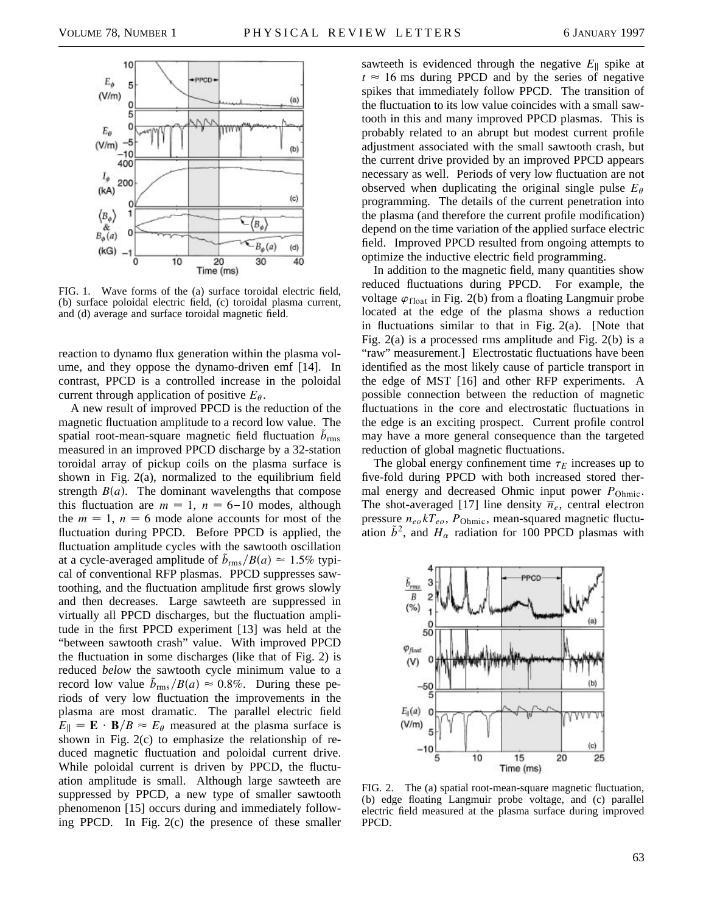FIG. 1. Wave forms of the (a) surface toroidal electric field, (b) surface poloidal electric field, (c) toroidal plasma current, and (d) average and surface toroidal magnetic field.

reaction to dynamo flux generation within the plasma volume, and they oppose the dynamo-driven emf [14]. In contrast, PPCD is a controlled increase in the poloidal current through application of positive $E_\theta$.

A new result of improved PPCD is the reduction of the magnetic fluctuation amplitude to a record low value. The spatial root-mean-square magnetic field fluctuation $\tilde{b}_{\rm rms}$ measured in an improved PPCD discharge by a 32-station toroidal array of pickup coils on the plasma surface is shown in Fig. 2(a), normalized to the equilibrium field strength $B(a)$. The dominant wavelengths that compose this fluctuation are $m = 1$, $n = 6$–$10$ modes, although the $m = 1$, $n = 6$ mode alone accounts for most of the fluctuation during PPCD. Before PPCD is applied, the fluctuation amplitude cycles with the sawtooth oscillation at a cycle-averaged amplitude of $\tilde{b}_{\rm rms}/B(a) \approx 1.5\%$ typical of conventional RFP plasmas. PPCD suppresses sawtoothing, and the fluctuation amplitude first grows slowly and then decreases. Large sawteeth are suppressed in virtually all PPCD discharges, but the fluctuation amplitude in the first PPCD experiment [13] was held at the "between sawtooth crash" value. With improved PPCD the fluctuation in some discharges (like that of Fig. 2) is reduced *below* the sawtooth cycle minimum value to a record low value $\tilde{b}_{\rm rms}/B(a) \approx 0.8\%$. During these periods of very low fluctuation the improvements in the plasma are most dramatic. The parallel electric field $E_\parallel = \mathbf{E} \cdot \mathbf{B}/B \approx E_\theta$ measured at the plasma surface is shown in Fig. 2(c) to emphasize the relationship of reduced magnetic fluctuation and poloidal current drive. While poloidal current is driven by PPCD, the fluctuation amplitude is small. Although large sawteeth are suppressed by PPCD, a new type of smaller sawtooth phenomenon [15] occurs during and immediately following PPCD. In Fig. 2(c) the presence of these smaller sawteeth is evidenced through the negative $E_\parallel$ spike at $t \approx 16$ ms during PPCD and by the series of negative spikes that immediately follow PPCD. The transition of the fluctuation to its low value coincides with a small sawtooth in this and many improved PPCD plasmas. This is probably related to an abrupt but modest current profile adjustment associated with the small sawtooth crash, but the current drive provided by an improved PPCD appears necessary as well. Periods of very low fluctuation are not observed when duplicating the original single pulse $E_\theta$ programming. The details of the current penetration into the plasma (and therefore the current profile modification) depend on the time variation of the applied surface electric field. Improved PPCD resulted from ongoing attempts to optimize the inductive electric field programming.

In addition to the magnetic field, many quantities show reduced fluctuations during PPCD. For example, the voltage $\varphi_{\rm float}$ in Fig. 2(b) from a floating Langmuir probe located at the edge of the plasma shows a reduction in fluctuations similar to that in Fig. 2(a). [Note that Fig. 2(a) is a processed rms amplitude and Fig. 2(b) is a "raw" measurement.] Electrostatic fluctuations have been identified as the most likely cause of particle transport in the edge of MST [16] and other RFP experiments. A possible connection between the reduction of magnetic fluctuations in the core and electrostatic fluctuations in the edge is an exciting prospect. Current profile control may have a more general consequence than the targeted reduction of global magnetic fluctuations.

The global energy confinement time $\tau_E$ increases up to five-fold during PPCD with both increased stored thermal energy and decreased Ohmic input power $P_{\rm Ohmic}$. The shot-averaged [17] line density $\bar{n}_e$, central electron pressure $n_{eo}kT_{eo}$, $P_{\rm Ohmic}$, mean-squared magnetic fluctuation $\tilde{b}^2$, and $H_\alpha$ radiation for 100 PPCD plasmas with

FIG. 2. The (a) spatial root-mean-square magnetic fluctuation, (b) edge floating Langmuir probe voltage, and (c) parallel electric field measured at the plasma surface during improved PPCD.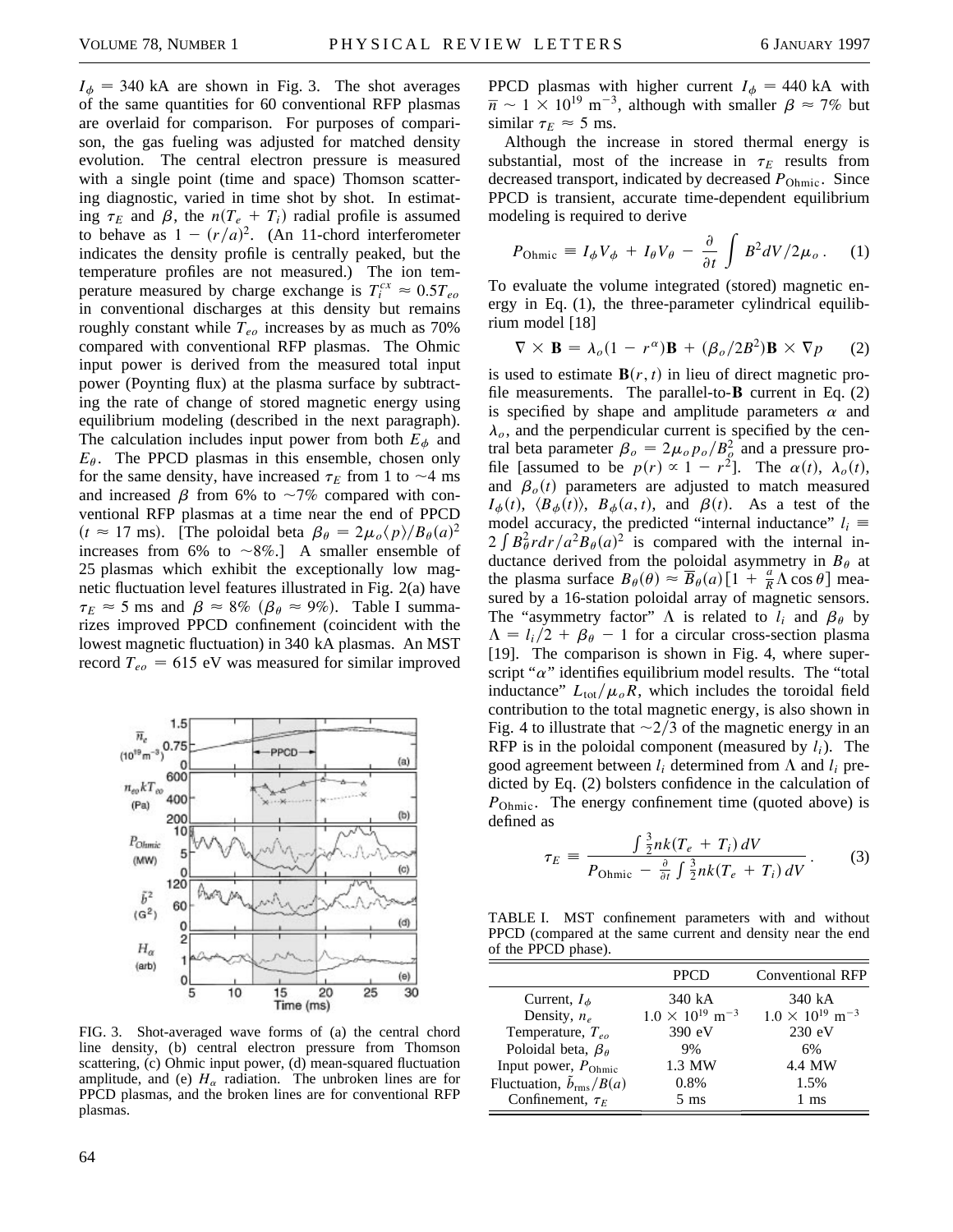$I_\phi = 340$ kA are shown in Fig. 3. The shot averages of the same quantities for 60 conventional RFP plasmas are overlaid for comparison. For purposes of comparison, the gas fueling was adjusted for matched density evolution. The central electron pressure is measured with a single point (time and space) Thomson scattering diagnostic, varied in time shot by shot. In estimating $\tau_E$ and $\beta$, the $n(T_e + T_i)$ radial profile is assumed to behave as $1 - (r/a)^2$. (An 11-chord interferometer indicates the density profile is centrally peaked, but the temperature profiles are not measured.) The ion temperature measured by charge exchange is $T_i^{cx} \approx 0.5 T_{eo}$ in conventional discharges at this density but remains roughly constant while $T_{eo}$ increases by as much as 70% compared with conventional RFP plasmas. The Ohmic input power is derived from the measured total input power (Poynting flux) at the plasma surface by subtracting the rate of change of stored magnetic energy using equilibrium modeling (described in the next paragraph). The calculation includes input power from both $E_\phi$ and $E_\theta$. The PPCD plasmas in this ensemble, chosen only for the same density, have increased $\tau_E$ from 1 to ~4 ms and increased $\beta$ from 6% to ~7% compared with conventional RFP plasmas at a time near the end of PPCD ($t \approx 17$ ms). [The poloidal beta $\beta_\theta = 2\mu_o \langle p \rangle / B_\theta(a)^2$ increases from 6% to ~8%.] A smaller ensemble of 25 plasmas which exhibit the exceptionally low magnetic fluctuation level features illustrated in Fig. 2(a) have $\tau_E \approx 5$ ms and $\beta \approx 8\%$ ($\beta_\theta \approx 9\%$). Table I summarizes improved PPCD confinement (coincident with the lowest magnetic fluctuation) in 340 kA plasmas. An MST record $T_{eo} = 615$ eV was measured for similar improved PPCD plasmas with higher current $I_\phi = 440$ kA with $\bar{n} \sim 1 \times 10^{19}$ m$^{-3}$, although with smaller $\beta \approx 7\%$ but similar $\tau_E \approx 5$ ms.

$\bar{n}_e$ ($10^{19}$ m$^{-3}$) 1.5 0.75 0 PPCD (a)
$n_{eo}kT_{eo}$ (Pa) 600 400 200 (b)
$P_{\rm Ohmic}$ (MW) 10 5 0 (c)
$\tilde{b}^2$ (G$^2$) 120 60 0 (d)
$H_\alpha$ (arb) 2 1 0 (e)
5 10 15 20 25 30
Time (ms)

FIG. 3. Shot-averaged wave forms of (a) the central chord line density, (b) central electron pressure from Thomson scattering, (c) Ohmic input power, (d) mean-squared fluctuation amplitude, and (e) $H_\alpha$ radiation. The unbroken lines are for PPCD plasmas, and the broken lines are for conventional RFP plasmas.

Although the increase in stored thermal energy is substantial, most of the increase in $\tau_E$ results from decreased transport, indicated by decreased $P_{\rm Ohmic}$. Since PPCD is transient, accurate time-dependent equilibrium modeling is required to derive

$$P_{\rm Ohmic} \equiv I_\phi V_\phi + I_\theta V_\theta - \frac{\partial}{\partial t} \int B^2 dV / 2\mu_o . \quad (1)$$

To evaluate the volume integrated (stored) magnetic energy in Eq. (1), the three-parameter cylindrical equilibrium model [18]

$$\nabla \times \mathbf{B} = \lambda_o (1 - r^\alpha) \mathbf{B} + (\beta_o / 2B^2) \mathbf{B} \times \nabla p \quad (2)$$

is used to estimate $\mathbf{B}(r,t)$ in lieu of direct magnetic profile measurements. The parallel-to-$\mathbf{B}$ current in Eq. (2) is specified by shape and amplitude parameters $\alpha$ and $\lambda_o$, and the perpendicular current is specified by the central beta parameter $\beta_o = 2\mu_o p_o / B_o^2$ and a pressure profile [assumed to be $p(r) \propto 1 - r^2$]. The $\alpha(t)$, $\lambda_o(t)$, and $\beta_o(t)$ parameters are adjusted to match measured $I_\phi(t)$, $\langle B_\phi(t) \rangle$, $B_\phi(a,t)$, and $\beta(t)$. As a test of the model accuracy, the predicted "internal inductance" $l_i \equiv 2 \int B_\theta^2 r dr / a^2 B_\theta(a)^2$ is compared with the internal inductance derived from the poloidal asymmetry in $B_\theta$ at the plasma surface $B_\theta(\theta) \approx \overline{B}_\theta(a)[1 + \frac{a}{R} \Lambda \cos\theta]$ measured by a 16-station poloidal array of magnetic sensors. The "asymmetry factor" $\Lambda$ is related to $l_i$ and $\beta_\theta$ by $\Lambda = l_i/2 + \beta_\theta - 1$ for a circular cross-section plasma [19]. The comparison is shown in Fig. 4, where superscript "$\alpha$" identifies equilibrium model results. The "total inductance" $L_{\rm tot}/\mu_o R$, which includes the toroidal field contribution to the total magnetic energy, is also shown in Fig. 4 to illustrate that ~2/3 of the magnetic energy in an RFP is in the poloidal component (measured by $l_i$). The good agreement between $l_i$ determined from $\Lambda$ and $l_i$ predicted by Eq. (2) bolsters confidence in the calculation of $P_{\rm Ohmic}$. The energy confinement time (quoted above) is defined as

$$\tau_E \equiv \frac{\int \frac{3}{2} nk(T_e + T_i)\, dV}{P_{\rm Ohmic} - \frac{\partial}{\partial t} \int \frac{3}{2} nk(T_e + T_i)\, dV} . \quad (3)$$

TABLE I. MST confinement parameters with and without PPCD (compared at the same current and density near the end of the PPCD phase).

| | PPCD | Conventional RFP |
|---|---|---|
| Current, $I_\phi$ | 340 kA | 340 kA |
| Density, $n_e$ | $1.0 \times 10^{19}$ m$^{-3}$ | $1.0 \times 10^{19}$ m$^{-3}$ |
| Temperature, $T_{eo}$ | 390 eV | 230 eV |
| Poloidal beta, $\beta_\theta$ | 9% | 6% |
| Input power, $P_{\rm Ohmic}$ | 1.3 MW | 4.4 MW |
| Fluctuation, $\tilde{b}_{\rm rms}/B(a)$ | 0.8% | 1.5% |
| Confinement, $\tau_E$ | 5 ms | 1 ms |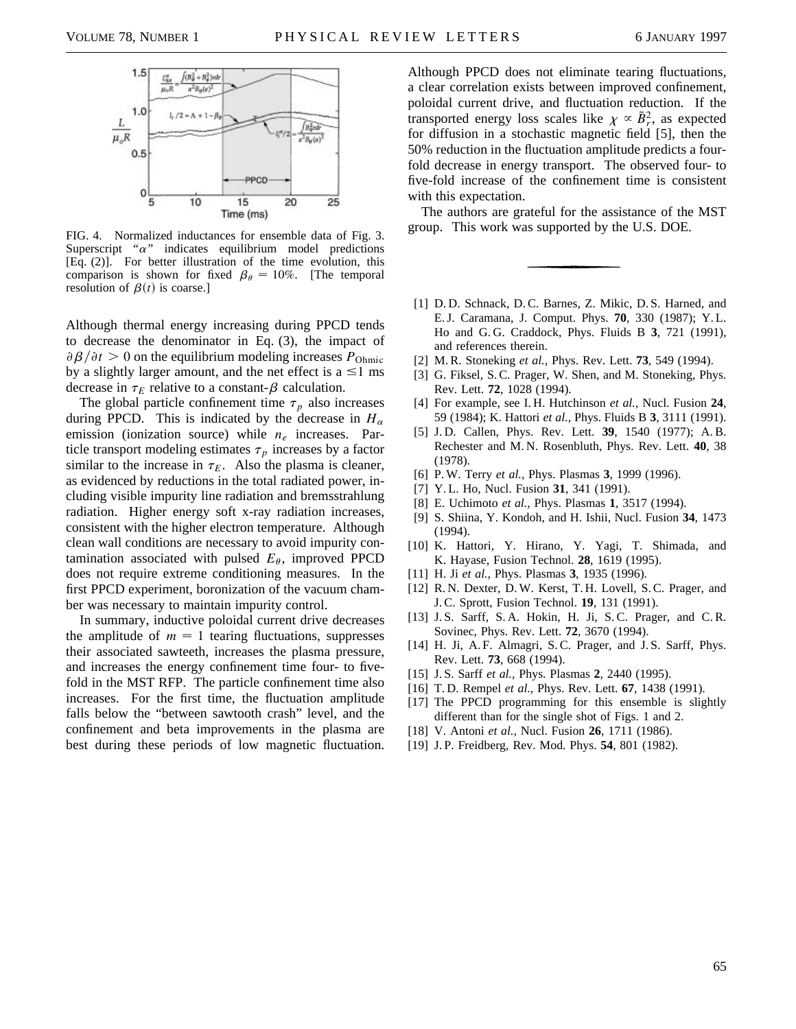1.5
1.0
0.5
0
5 10 15 20 25
Time (ms)
$\frac{L}{\mu_o R}$
$\frac{L^\alpha_{tot}}{\mu_o R} = \frac{\int(B_\theta^2 + B_\phi^2) r dr}{a^2 B_\theta(a)^2}$
$l_i/2 = \Lambda + 1 - \beta_\theta$
$l_i^\alpha/2 = \frac{\int B_\theta^2 r dr}{a^2 B_\theta(a)^2}$
PPCD

FIG. 4. Normalized inductances for ensemble data of Fig. 3. Superscript "$\alpha$" indicates equilibrium model predictions [Eq. (2)]. For better illustration of the time evolution, this comparison is shown for fixed $\beta_\theta = 10\%$. [The temporal resolution of $\beta(t)$ is coarse.]

Although thermal energy increasing during PPCD tends to decrease the denominator in Eq. (3), the impact of $\partial\beta/\partial t > 0$ on the equilibrium modeling increases $P_{\text{Ohmic}}$ by a slightly larger amount, and the net effect is a $\leq 1$ ms decrease in $\tau_E$ relative to a constant-$\beta$ calculation.

The global particle confinement time $\tau_p$ also increases during PPCD. This is indicated by the decrease in $H_\alpha$ emission (ionization source) while $n_e$ increases. Particle transport modeling estimates $\tau_p$ increases by a factor similar to the increase in $\tau_E$. Also the plasma is cleaner, as evidenced by reductions in the total radiated power, including visible impurity line radiation and bremsstrahlung radiation. Higher energy soft x-ray radiation increases, consistent with the higher electron temperature. Although clean wall conditions are necessary to avoid impurity contamination associated with pulsed $E_\theta$, improved PPCD does not require extreme conditioning measures. In the first PPCD experiment, boronization of the vacuum chamber was necessary to maintain impurity control.

In summary, inductive poloidal current drive decreases the amplitude of $m = 1$ tearing fluctuations, suppresses their associated sawteeth, increases the plasma pressure, and increases the energy confinement time four- to five-fold in the MST RFP. The particle confinement time also increases. For the first time, the fluctuation amplitude falls below the "between sawtooth crash" level, and the confinement and beta improvements in the plasma are best during these periods of low magnetic fluctuation. Although PPCD does not eliminate tearing fluctuations, a clear correlation exists between improved confinement, poloidal current drive, and fluctuation reduction. If the transported energy loss scales like $\chi \propto \tilde{B}_r^2$, as expected for diffusion in a stochastic magnetic field [5], then the 50% reduction in the fluctuation amplitude predicts a four-fold decrease in energy transport. The observed four- to five-fold increase of the confinement time is consistent with this expectation.

The authors are grateful for the assistance of the MST group. This work was supported by the U.S. DOE.

---

[1] D. D. Schnack, D. C. Barnes, Z. Mikic, D. S. Harned, and E. J. Caramana, J. Comput. Phys. **70**, 330 (1987); Y. L. Ho and G. G. Craddock, Phys. Fluids B **3**, 721 (1991), and references therein.

[2] M. R. Stoneking *et al.,* Phys. Rev. Lett. **73**, 549 (1994).

[3] G. Fiksel, S. C. Prager, W. Shen, and M. Stoneking, Phys. Rev. Lett. **72**, 1028 (1994).

[4] For example, see I. H. Hutchinson *et al.,* Nucl. Fusion **24**, 59 (1984); K. Hattori *et al.,* Phys. Fluids B **3**, 3111 (1991).

[5] J. D. Callen, Phys. Rev. Lett. **39**, 1540 (1977); A. B. Rechester and M. N. Rosenbluth, Phys. Rev. Lett. **40**, 38 (1978).

[6] P. W. Terry *et al.,* Phys. Plasmas **3**, 1999 (1996).

[7] Y. L. Ho, Nucl. Fusion **31**, 341 (1991).

[8] E. Uchimoto *et al.,* Phys. Plasmas **1**, 3517 (1994).

[9] S. Shiina, Y. Kondoh, and H. Ishii, Nucl. Fusion **34**, 1473 (1994).

[10] K. Hattori, Y. Hirano, Y. Yagi, T. Shimada, and K. Hayase, Fusion Technol. **28**, 1619 (1995).

[11] H. Ji *et al.,* Phys. Plasmas **3**, 1935 (1996).

[12] R. N. Dexter, D. W. Kerst, T. H. Lovell, S. C. Prager, and J. C. Sprott, Fusion Technol. **19**, 131 (1991).

[13] J. S. Sarff, S. A. Hokin, H. Ji, S. C. Prager, and C. R. Sovinec, Phys. Rev. Lett. **72**, 3670 (1994).

[14] H. Ji, A. F. Almagri, S. C. Prager, and J. S. Sarff, Phys. Rev. Lett. **73**, 668 (1994).

[15] J. S. Sarff *et al.,* Phys. Plasmas **2**, 2440 (1995).

[16] T. D. Rempel *et al.,* Phys. Rev. Lett. **67**, 1438 (1991).

[17] The PPCD programming for this ensemble is slightly different than for the single shot of Figs. 1 and 2.

[18] V. Antoni *et al.,* Nucl. Fusion **26**, 1711 (1986).

[19] J. P. Freidberg, Rev. Mod. Phys. **54**, 801 (1982).